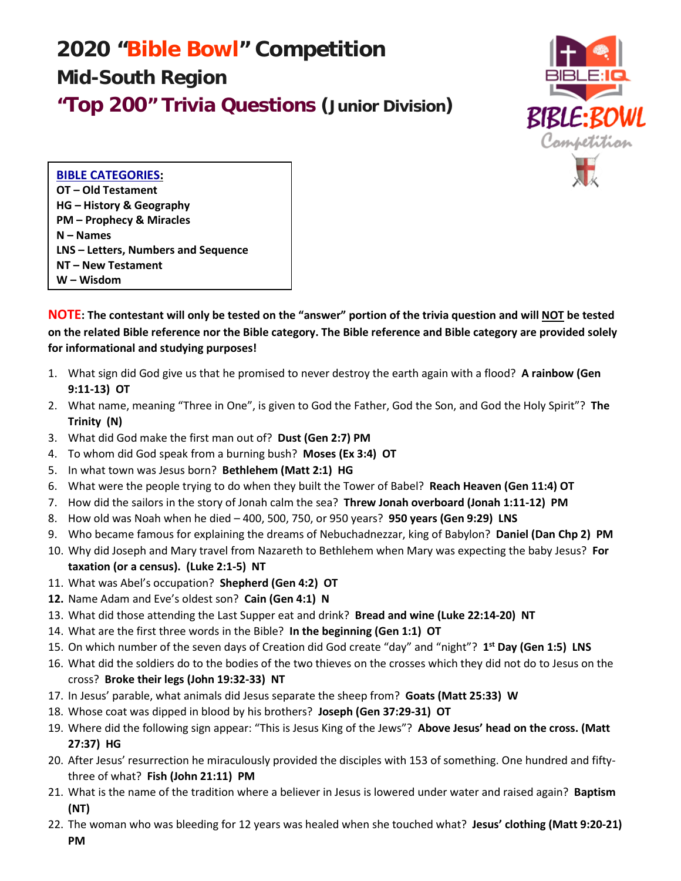# 2020 "Bible Bowl" Competition

## Mid-South Region

## "Top 200" Trivia Questions (Junior Division)

**BIBLE CATEGORIES:**
**OT – Old Testament**
**HG – History & Geography**
**PM – Prophecy & Miracles**
**N – Names**
**LNS – Letters, Numbers and Sequence**
**NT – New Testament**
**W – Wisdom**

**NOTE: The contestant will only be tested on the "answer" portion of the trivia question and will NOT be tested on the related Bible reference nor the Bible category. The Bible reference and Bible category are provided solely for informational and studying purposes!**

1. What sign did God give us that he promised to never destroy the earth again with a flood? **A rainbow (Gen 9:11-13) OT**
2. What name, meaning "Three in One", is given to God the Father, God the Son, and God the Holy Spirit"? **The Trinity (N)**
3. What did God make the first man out of? **Dust (Gen 2:7) PM**
4. To whom did God speak from a burning bush? **Moses (Ex 3:4) OT**
5. In what town was Jesus born? **Bethlehem (Matt 2:1) HG**
6. What were the people trying to do when they built the Tower of Babel? **Reach Heaven (Gen 11:4) OT**
7. How did the sailors in the story of Jonah calm the sea? **Threw Jonah overboard (Jonah 1:11-12) PM**
8. How old was Noah when he died – 400, 500, 750, or 950 years? **950 years (Gen 9:29) LNS**
9. Who became famous for explaining the dreams of Nebuchadnezzar, king of Babylon? **Daniel (Dan Chp 2) PM**
10. Why did Joseph and Mary travel from Nazareth to Bethlehem when Mary was expecting the baby Jesus? **For taxation (or a census). (Luke 2:1-5) NT**
11. What was Abel's occupation? **Shepherd (Gen 4:2) OT**
12. Name Adam and Eve's oldest son? **Cain (Gen 4:1) N**
13. What did those attending the Last Supper eat and drink? **Bread and wine (Luke 22:14-20) NT**
14. What are the first three words in the Bible? **In the beginning (Gen 1:1) OT**
15. On which number of the seven days of Creation did God create "day" and "night"? **1st Day (Gen 1:5) LNS**
16. What did the soldiers do to the bodies of the two thieves on the crosses which they did not do to Jesus on the cross? **Broke their legs (John 19:32-33) NT**
17. In Jesus' parable, what animals did Jesus separate the sheep from? **Goats (Matt 25:33) W**
18. Whose coat was dipped in blood by his brothers? **Joseph (Gen 37:29-31) OT**
19. Where did the following sign appear: "This is Jesus King of the Jews"? **Above Jesus' head on the cross. (Matt 27:37) HG**
20. After Jesus' resurrection he miraculously provided the disciples with 153 of something. One hundred and fifty-three of what? **Fish (John 21:11) PM**
21. What is the name of the tradition where a believer in Jesus is lowered under water and raised again? **Baptism (NT)**
22. The woman who was bleeding for 12 years was healed when she touched what? **Jesus' clothing (Matt 9:20-21) PM**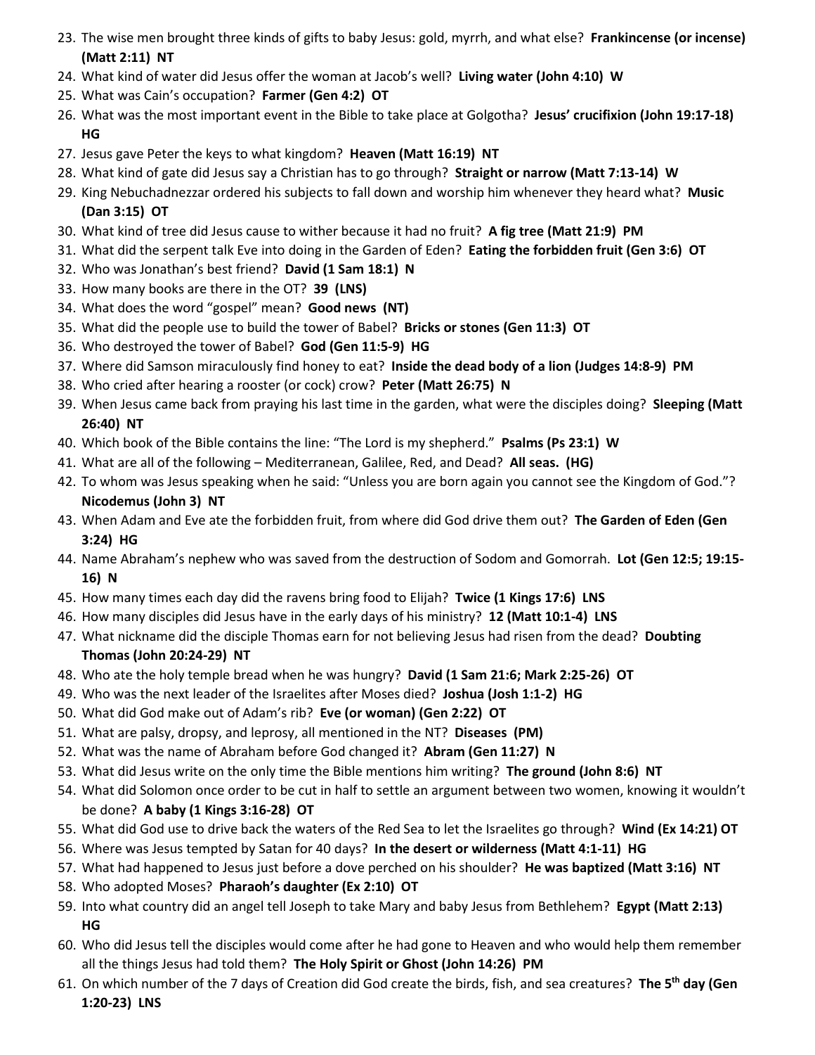23. The wise men brought three kinds of gifts to baby Jesus: gold, myrrh, and what else? **Frankincense (or incense) (Matt 2:11) NT**
24. What kind of water did Jesus offer the woman at Jacob's well? **Living water (John 4:10) W**
25. What was Cain's occupation? **Farmer (Gen 4:2) OT**
26. What was the most important event in the Bible to take place at Golgotha? **Jesus' crucifixion (John 19:17-18) HG**
27. Jesus gave Peter the keys to what kingdom? **Heaven (Matt 16:19) NT**
28. What kind of gate did Jesus say a Christian has to go through? **Straight or narrow (Matt 7:13-14) W**
29. King Nebuchadnezzar ordered his subjects to fall down and worship him whenever they heard what? **Music (Dan 3:15) OT**
30. What kind of tree did Jesus cause to wither because it had no fruit? **A fig tree (Matt 21:9) PM**
31. What did the serpent talk Eve into doing in the Garden of Eden? **Eating the forbidden fruit (Gen 3:6) OT**
32. Who was Jonathan's best friend? **David (1 Sam 18:1) N**
33. How many books are there in the OT? **39 (LNS)**
34. What does the word "gospel" mean? **Good news (NT)**
35. What did the people use to build the tower of Babel? **Bricks or stones (Gen 11:3) OT**
36. Who destroyed the tower of Babel? **God (Gen 11:5-9) HG**
37. Where did Samson miraculously find honey to eat? **Inside the dead body of a lion (Judges 14:8-9) PM**
38. Who cried after hearing a rooster (or cock) crow? **Peter (Matt 26:75) N**
39. When Jesus came back from praying his last time in the garden, what were the disciples doing? **Sleeping (Matt 26:40) NT**
40. Which book of the Bible contains the line: "The Lord is my shepherd." **Psalms (Ps 23:1) W**
41. What are all of the following – Mediterranean, Galilee, Red, and Dead? **All seas. (HG)**
42. To whom was Jesus speaking when he said: "Unless you are born again you cannot see the Kingdom of God."? **Nicodemus (John 3) NT**
43. When Adam and Eve ate the forbidden fruit, from where did God drive them out? **The Garden of Eden (Gen 3:24) HG**
44. Name Abraham's nephew who was saved from the destruction of Sodom and Gomorrah. **Lot (Gen 12:5; 19:15-16) N**
45. How many times each day did the ravens bring food to Elijah? **Twice (1 Kings 17:6) LNS**
46. How many disciples did Jesus have in the early days of his ministry? **12 (Matt 10:1-4) LNS**
47. What nickname did the disciple Thomas earn for not believing Jesus had risen from the dead? **Doubting Thomas (John 20:24-29) NT**
48. Who ate the holy temple bread when he was hungry? **David (1 Sam 21:6; Mark 2:25-26) OT**
49. Who was the next leader of the Israelites after Moses died? **Joshua (Josh 1:1-2) HG**
50. What did God make out of Adam's rib? **Eve (or woman) (Gen 2:22) OT**
51. What are palsy, dropsy, and leprosy, all mentioned in the NT? **Diseases (PM)**
52. What was the name of Abraham before God changed it? **Abram (Gen 11:27) N**
53. What did Jesus write on the only time the Bible mentions him writing? **The ground (John 8:6) NT**
54. What did Solomon once order to be cut in half to settle an argument between two women, knowing it wouldn't be done? **A baby (1 Kings 3:16-28) OT**
55. What did God use to drive back the waters of the Red Sea to let the Israelites go through? **Wind (Ex 14:21) OT**
56. Where was Jesus tempted by Satan for 40 days? **In the desert or wilderness (Matt 4:1-11) HG**
57. What had happened to Jesus just before a dove perched on his shoulder? **He was baptized (Matt 3:16) NT**
58. Who adopted Moses? **Pharaoh's daughter (Ex 2:10) OT**
59. Into what country did an angel tell Joseph to take Mary and baby Jesus from Bethlehem? **Egypt (Matt 2:13) HG**
60. Who did Jesus tell the disciples would come after he had gone to Heaven and who would help them remember all the things Jesus had told them? **The Holy Spirit or Ghost (John 14:26) PM**
61. On which number of the 7 days of Creation did God create the birds, fish, and sea creatures? **The 5th day (Gen 1:20-23) LNS**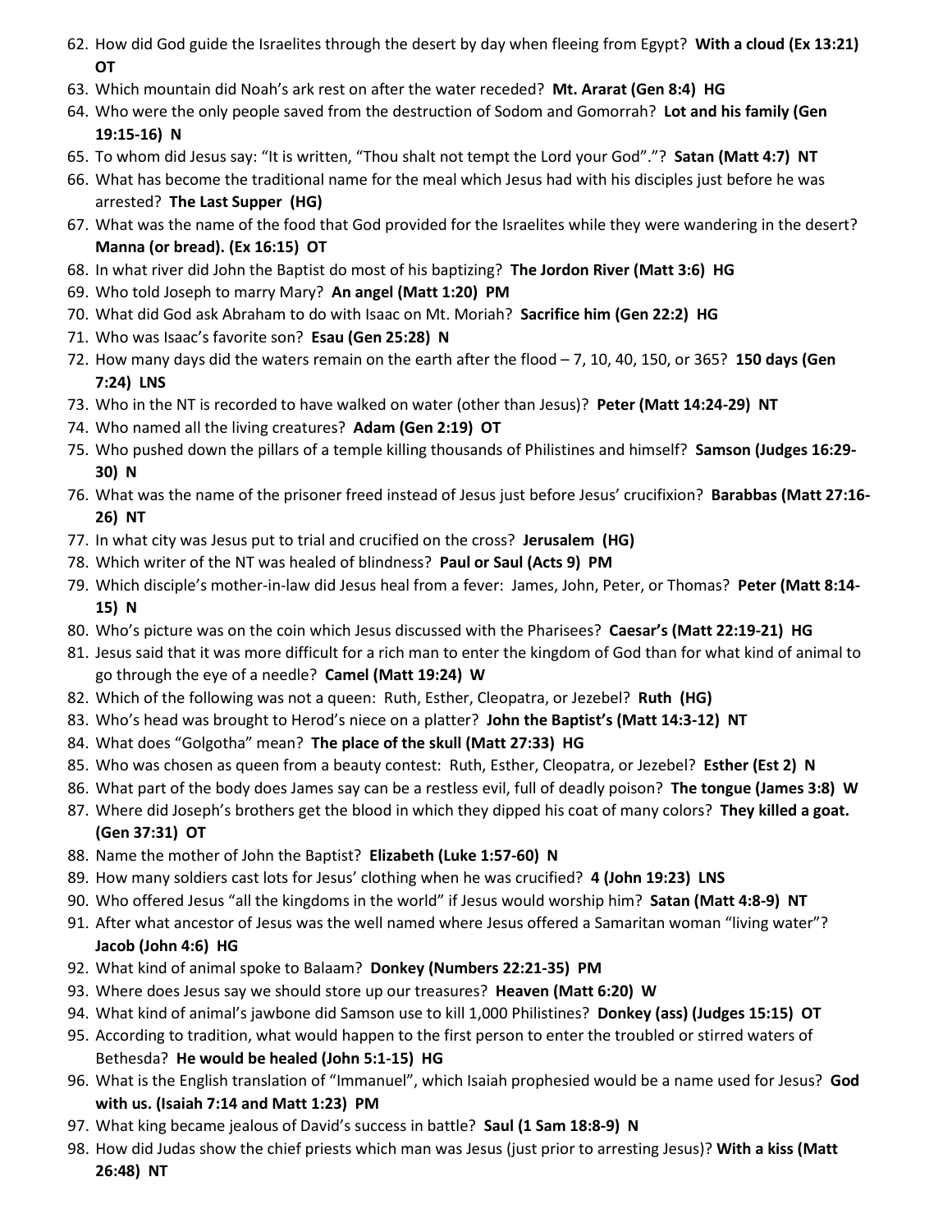62. How did God guide the Israelites through the desert by day when fleeing from Egypt? **With a cloud (Ex 13:21) OT**
63. Which mountain did Noah's ark rest on after the water receded? **Mt. Ararat (Gen 8:4) HG**
64. Who were the only people saved from the destruction of Sodom and Gomorrah? **Lot and his family (Gen 19:15-16) N**
65. To whom did Jesus say: "It is written, "Thou shalt not tempt the Lord your God"."? **Satan (Matt 4:7) NT**
66. What has become the traditional name for the meal which Jesus had with his disciples just before he was arrested? **The Last Supper (HG)**
67. What was the name of the food that God provided for the Israelites while they were wandering in the desert? **Manna (or bread). (Ex 16:15) OT**
68. In what river did John the Baptist do most of his baptizing? **The Jordon River (Matt 3:6) HG**
69. Who told Joseph to marry Mary? **An angel (Matt 1:20) PM**
70. What did God ask Abraham to do with Isaac on Mt. Moriah? **Sacrifice him (Gen 22:2) HG**
71. Who was Isaac's favorite son? **Esau (Gen 25:28) N**
72. How many days did the waters remain on the earth after the flood – 7, 10, 40, 150, or 365? **150 days (Gen 7:24) LNS**
73. Who in the NT is recorded to have walked on water (other than Jesus)? **Peter (Matt 14:24-29) NT**
74. Who named all the living creatures? **Adam (Gen 2:19) OT**
75. Who pushed down the pillars of a temple killing thousands of Philistines and himself? **Samson (Judges 16:29-30) N**
76. What was the name of the prisoner freed instead of Jesus just before Jesus' crucifixion? **Barabbas (Matt 27:16-26) NT**
77. In what city was Jesus put to trial and crucified on the cross? **Jerusalem (HG)**
78. Which writer of the NT was healed of blindness? **Paul or Saul (Acts 9) PM**
79. Which disciple's mother-in-law did Jesus heal from a fever: James, John, Peter, or Thomas? **Peter (Matt 8:14-15) N**
80. Who's picture was on the coin which Jesus discussed with the Pharisees? **Caesar's (Matt 22:19-21) HG**
81. Jesus said that it was more difficult for a rich man to enter the kingdom of God than for what kind of animal to go through the eye of a needle? **Camel (Matt 19:24) W**
82. Which of the following was not a queen: Ruth, Esther, Cleopatra, or Jezebel? **Ruth (HG)**
83. Who's head was brought to Herod's niece on a platter? **John the Baptist's (Matt 14:3-12) NT**
84. What does "Golgotha" mean? **The place of the skull (Matt 27:33) HG**
85. Who was chosen as queen from a beauty contest: Ruth, Esther, Cleopatra, or Jezebel? **Esther (Est 2) N**
86. What part of the body does James say can be a restless evil, full of deadly poison? **The tongue (James 3:8) W**
87. Where did Joseph's brothers get the blood in which they dipped his coat of many colors? **They killed a goat. (Gen 37:31) OT**
88. Name the mother of John the Baptist? **Elizabeth (Luke 1:57-60) N**
89. How many soldiers cast lots for Jesus' clothing when he was crucified? **4 (John 19:23) LNS**
90. Who offered Jesus "all the kingdoms in the world" if Jesus would worship him? **Satan (Matt 4:8-9) NT**
91. After what ancestor of Jesus was the well named where Jesus offered a Samaritan woman "living water"? **Jacob (John 4:6) HG**
92. What kind of animal spoke to Balaam? **Donkey (Numbers 22:21-35) PM**
93. Where does Jesus say we should store up our treasures? **Heaven (Matt 6:20) W**
94. What kind of animal's jawbone did Samson use to kill 1,000 Philistines? **Donkey (ass) (Judges 15:15) OT**
95. According to tradition, what would happen to the first person to enter the troubled or stirred waters of Bethesda? **He would be healed (John 5:1-15) HG**
96. What is the English translation of "Immanuel", which Isaiah prophesied would be a name used for Jesus? **God with us. (Isaiah 7:14 and Matt 1:23) PM**
97. What king became jealous of David's success in battle? **Saul (1 Sam 18:8-9) N**
98. How did Judas show the chief priests which man was Jesus (just prior to arresting Jesus)? **With a kiss (Matt 26:48) NT**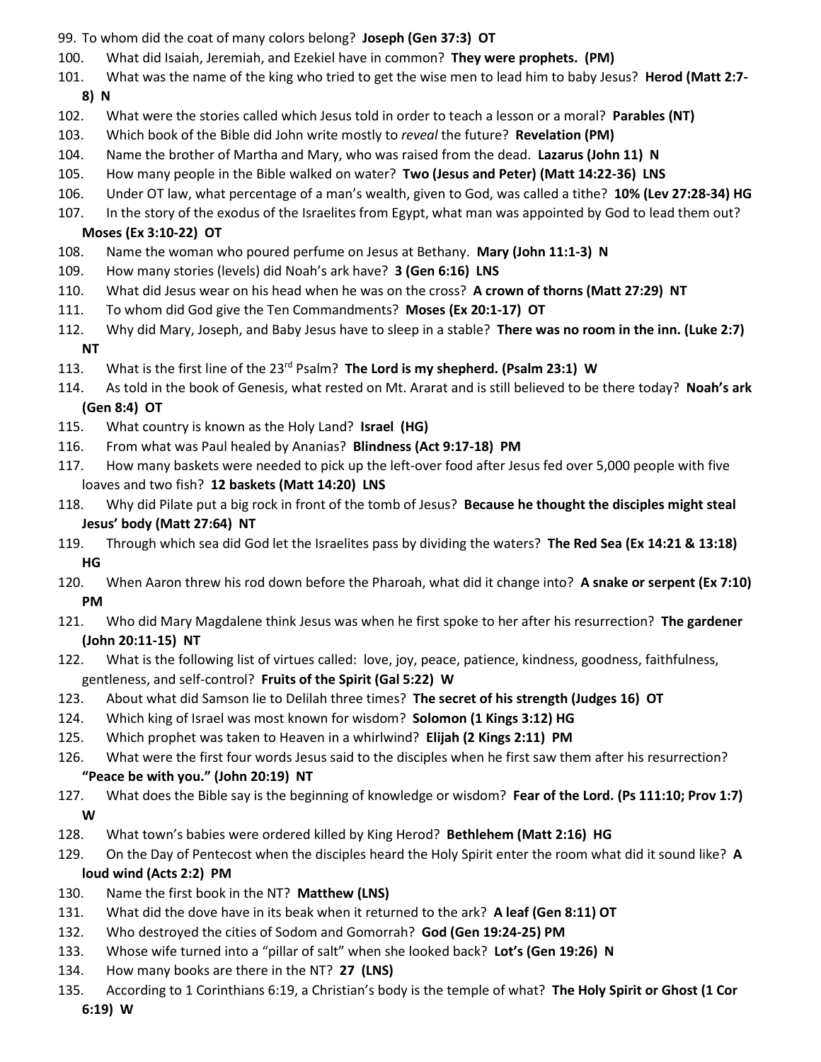99. To whom did the coat of many colors belong? **Joseph (Gen 37:3) OT**
100. What did Isaiah, Jeremiah, and Ezekiel have in common? **They were prophets. (PM)**
101. What was the name of the king who tried to get the wise men to lead him to baby Jesus? **Herod (Matt 2:7-8) N**
102. What were the stories called which Jesus told in order to teach a lesson or a moral? **Parables (NT)**
103. Which book of the Bible did John write mostly to *reveal* the future? **Revelation (PM)**
104. Name the brother of Martha and Mary, who was raised from the dead. **Lazarus (John 11) N**
105. How many people in the Bible walked on water? **Two (Jesus and Peter) (Matt 14:22-36) LNS**
106. Under OT law, what percentage of a man's wealth, given to God, was called a tithe? **10% (Lev 27:28-34) HG**
107. In the story of the exodus of the Israelites from Egypt, what man was appointed by God to lead them out? **Moses (Ex 3:10-22) OT**
108. Name the woman who poured perfume on Jesus at Bethany. **Mary (John 11:1-3) N**
109. How many stories (levels) did Noah's ark have? **3 (Gen 6:16) LNS**
110. What did Jesus wear on his head when he was on the cross? **A crown of thorns (Matt 27:29) NT**
111. To whom did God give the Ten Commandments? **Moses (Ex 20:1-17) OT**
112. Why did Mary, Joseph, and Baby Jesus have to sleep in a stable? **There was no room in the inn. (Luke 2:7) NT**
113. What is the first line of the 23rd Psalm? **The Lord is my shepherd. (Psalm 23:1) W**
114. As told in the book of Genesis, what rested on Mt. Ararat and is still believed to be there today? **Noah's ark (Gen 8:4) OT**
115. What country is known as the Holy Land? **Israel (HG)**
116. From what was Paul healed by Ananias? **Blindness (Act 9:17-18) PM**
117. How many baskets were needed to pick up the left-over food after Jesus fed over 5,000 people with five loaves and two fish? **12 baskets (Matt 14:20) LNS**
118. Why did Pilate put a big rock in front of the tomb of Jesus? **Because he thought the disciples might steal Jesus' body (Matt 27:64) NT**
119. Through which sea did God let the Israelites pass by dividing the waters? **The Red Sea (Ex 14:21 & 13:18) HG**
120. When Aaron threw his rod down before the Pharoah, what did it change into? **A snake or serpent (Ex 7:10) PM**
121. Who did Mary Magdalene think Jesus was when he first spoke to her after his resurrection? **The gardener (John 20:11-15) NT**
122. What is the following list of virtues called: love, joy, peace, patience, kindness, goodness, faithfulness, gentleness, and self-control? **Fruits of the Spirit (Gal 5:22) W**
123. About what did Samson lie to Delilah three times? **The secret of his strength (Judges 16) OT**
124. Which king of Israel was most known for wisdom? **Solomon (1 Kings 3:12) HG**
125. Which prophet was taken to Heaven in a whirlwind? **Elijah (2 Kings 2:11) PM**
126. What were the first four words Jesus said to the disciples when he first saw them after his resurrection? **"Peace be with you." (John 20:19) NT**
127. What does the Bible say is the beginning of knowledge or wisdom? **Fear of the Lord. (Ps 111:10; Prov 1:7) W**
128. What town's babies were ordered killed by King Herod? **Bethlehem (Matt 2:16) HG**
129. On the Day of Pentecost when the disciples heard the Holy Spirit enter the room what did it sound like? **A loud wind (Acts 2:2) PM**
130. Name the first book in the NT? **Matthew (LNS)**
131. What did the dove have in its beak when it returned to the ark? **A leaf (Gen 8:11) OT**
132. Who destroyed the cities of Sodom and Gomorrah? **God (Gen 19:24-25) PM**
133. Whose wife turned into a "pillar of salt" when she looked back? **Lot's (Gen 19:26) N**
134. How many books are there in the NT? **27 (LNS)**
135. According to 1 Corinthians 6:19, a Christian's body is the temple of what? **The Holy Spirit or Ghost (1 Cor 6:19) W**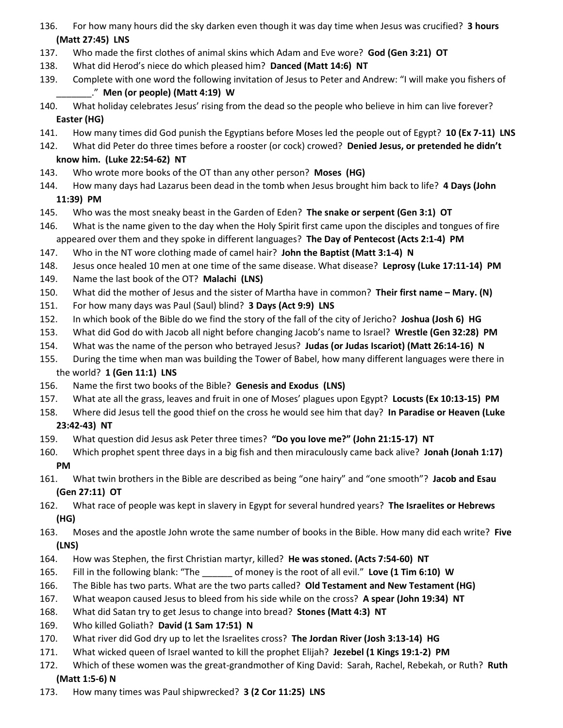136. For how many hours did the sky darken even though it was day time when Jesus was crucified? **3 hours (Matt 27:45) LNS**
137. Who made the first clothes of animal skins which Adam and Eve wore? **God (Gen 3:21) OT**
138. What did Herod's niece do which pleased him? **Danced (Matt 14:6) NT**
139. Complete with one word the following invitation of Jesus to Peter and Andrew: "I will make you fishers of _______." **Men (or people) (Matt 4:19) W**
140. What holiday celebrates Jesus' rising from the dead so the people who believe in him can live forever? **Easter (HG)**
141. How many times did God punish the Egyptians before Moses led the people out of Egypt? **10 (Ex 7-11) LNS**
142. What did Peter do three times before a rooster (or cock) crowed? **Denied Jesus, or pretended he didn't know him. (Luke 22:54-62) NT**
143. Who wrote more books of the OT than any other person? **Moses (HG)**
144. How many days had Lazarus been dead in the tomb when Jesus brought him back to life? **4 Days (John 11:39) PM**
145. Who was the most sneaky beast in the Garden of Eden? **The snake or serpent (Gen 3:1) OT**
146. What is the name given to the day when the Holy Spirit first came upon the disciples and tongues of fire appeared over them and they spoke in different languages? **The Day of Pentecost (Acts 2:1-4) PM**
147. Who in the NT wore clothing made of camel hair? **John the Baptist (Matt 3:1-4) N**
148. Jesus once healed 10 men at one time of the same disease. What disease? **Leprosy (Luke 17:11-14) PM**
149. Name the last book of the OT? **Malachi (LNS)**
150. What did the mother of Jesus and the sister of Martha have in common? **Their first name – Mary. (N)**
151. For how many days was Paul (Saul) blind? **3 Days (Act 9:9) LNS**
152. In which book of the Bible do we find the story of the fall of the city of Jericho? **Joshua (Josh 6) HG**
153. What did God do with Jacob all night before changing Jacob's name to Israel? **Wrestle (Gen 32:28) PM**
154. What was the name of the person who betrayed Jesus? **Judas (or Judas Iscariot) (Matt 26:14-16) N**
155. During the time when man was building the Tower of Babel, how many different languages were there in the world? **1 (Gen 11:1) LNS**
156. Name the first two books of the Bible? **Genesis and Exodus (LNS)**
157. What ate all the grass, leaves and fruit in one of Moses' plagues upon Egypt? **Locusts (Ex 10:13-15) PM**
158. Where did Jesus tell the good thief on the cross he would see him that day? **In Paradise or Heaven (Luke 23:42-43) NT**
159. What question did Jesus ask Peter three times? **"Do you love me?" (John 21:15-17) NT**
160. Which prophet spent three days in a big fish and then miraculously came back alive? **Jonah (Jonah 1:17) PM**
161. What twin brothers in the Bible are described as being "one hairy" and "one smooth"? **Jacob and Esau (Gen 27:11) OT**
162. What race of people was kept in slavery in Egypt for several hundred years? **The Israelites or Hebrews (HG)**
163. Moses and the apostle John wrote the same number of books in the Bible. How many did each write? **Five (LNS)**
164. How was Stephen, the first Christian martyr, killed? **He was stoned. (Acts 7:54-60) NT**
165. Fill in the following blank: "The ______ of money is the root of all evil." **Love (1 Tim 6:10) W**
166. The Bible has two parts. What are the two parts called? **Old Testament and New Testament (HG)**
167. What weapon caused Jesus to bleed from his side while on the cross? **A spear (John 19:34) NT**
168. What did Satan try to get Jesus to change into bread? **Stones (Matt 4:3) NT**
169. Who killed Goliath? **David (1 Sam 17:51) N**
170. What river did God dry up to let the Israelites cross? **The Jordan River (Josh 3:13-14) HG**
171. What wicked queen of Israel wanted to kill the prophet Elijah? **Jezebel (1 Kings 19:1-2) PM**
172. Which of these women was the great-grandmother of King David: Sarah, Rachel, Rebekah, or Ruth? **Ruth (Matt 1:5-6) N**
173. How many times was Paul shipwrecked? **3 (2 Cor 11:25) LNS**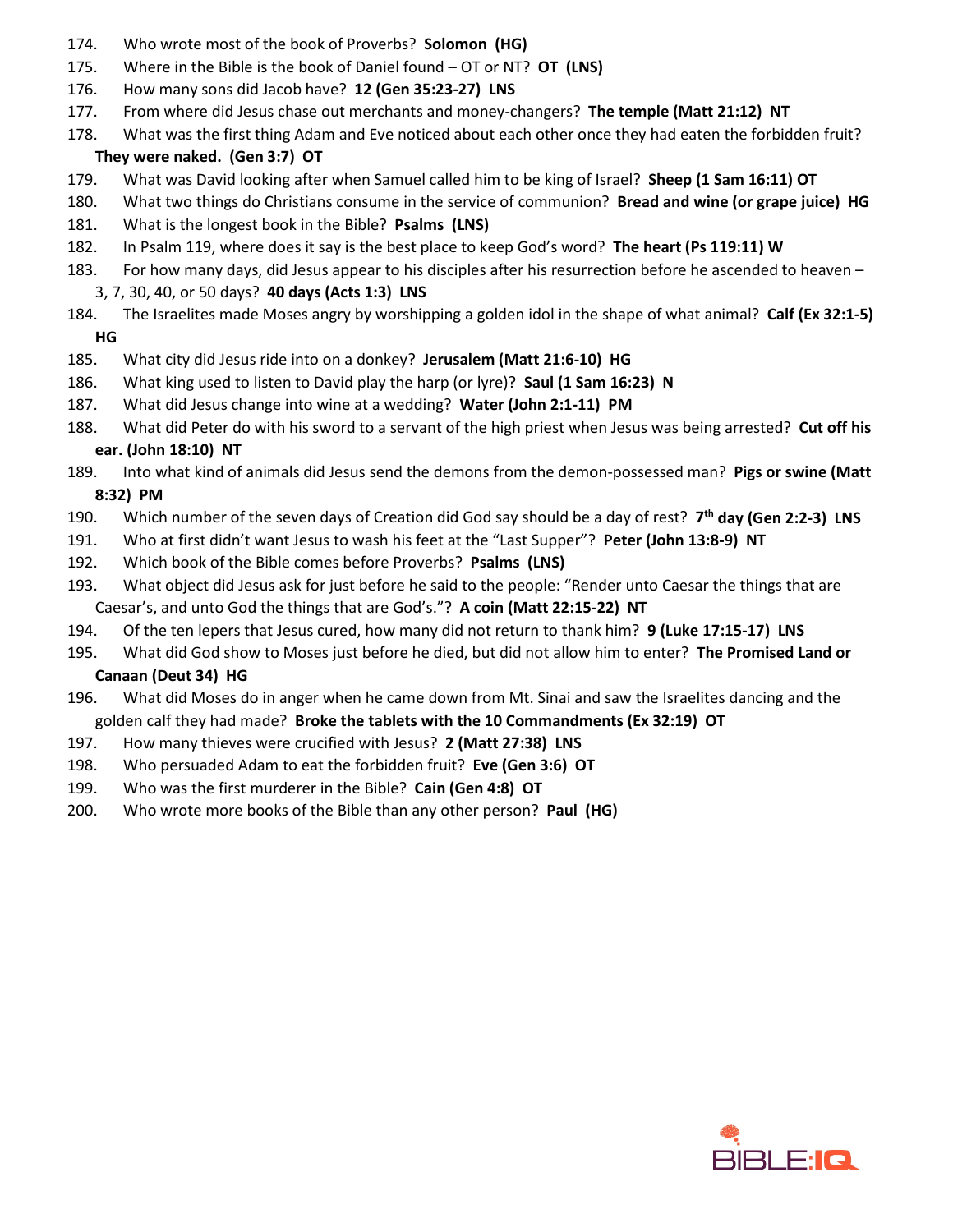174. Who wrote most of the book of Proverbs? **Solomon (HG)**
175. Where in the Bible is the book of Daniel found – OT or NT? **OT (LNS)**
176. How many sons did Jacob have? **12 (Gen 35:23-27) LNS**
177. From where did Jesus chase out merchants and money-changers? **The temple (Matt 21:12) NT**
178. What was the first thing Adam and Eve noticed about each other once they had eaten the forbidden fruit? **They were naked. (Gen 3:7) OT**
179. What was David looking after when Samuel called him to be king of Israel? **Sheep (1 Sam 16:11) OT**
180. What two things do Christians consume in the service of communion? **Bread and wine (or grape juice) HG**
181. What is the longest book in the Bible? **Psalms (LNS)**
182. In Psalm 119, where does it say is the best place to keep God's word? **The heart (Ps 119:11) W**
183. For how many days, did Jesus appear to his disciples after his resurrection before he ascended to heaven – 3, 7, 30, 40, or 50 days? **40 days (Acts 1:3) LNS**
184. The Israelites made Moses angry by worshipping a golden idol in the shape of what animal? **Calf (Ex 32:1-5) HG**
185. What city did Jesus ride into on a donkey? **Jerusalem (Matt 21:6-10) HG**
186. What king used to listen to David play the harp (or lyre)? **Saul (1 Sam 16:23) N**
187. What did Jesus change into wine at a wedding? **Water (John 2:1-11) PM**
188. What did Peter do with his sword to a servant of the high priest when Jesus was being arrested? **Cut off his ear. (John 18:10) NT**
189. Into what kind of animals did Jesus send the demons from the demon-possessed man? **Pigs or swine (Matt 8:32) PM**
190. Which number of the seven days of Creation did God say should be a day of rest? **7th day (Gen 2:2-3) LNS**
191. Who at first didn't want Jesus to wash his feet at the "Last Supper"? **Peter (John 13:8-9) NT**
192. Which book of the Bible comes before Proverbs? **Psalms (LNS)**
193. What object did Jesus ask for just before he said to the people: "Render unto Caesar the things that are Caesar's, and unto God the things that are God's."? **A coin (Matt 22:15-22) NT**
194. Of the ten lepers that Jesus cured, how many did not return to thank him? **9 (Luke 17:15-17) LNS**
195. What did God show to Moses just before he died, but did not allow him to enter? **The Promised Land or Canaan (Deut 34) HG**
196. What did Moses do in anger when he came down from Mt. Sinai and saw the Israelites dancing and the golden calf they had made? **Broke the tablets with the 10 Commandments (Ex 32:19) OT**
197. How many thieves were crucified with Jesus? **2 (Matt 27:38) LNS**
198. Who persuaded Adam to eat the forbidden fruit? **Eve (Gen 3:6) OT**
199. Who was the first murderer in the Bible? **Cain (Gen 4:8) OT**
200. Who wrote more books of the Bible than any other person? **Paul (HG)**

BIBLE:IQ